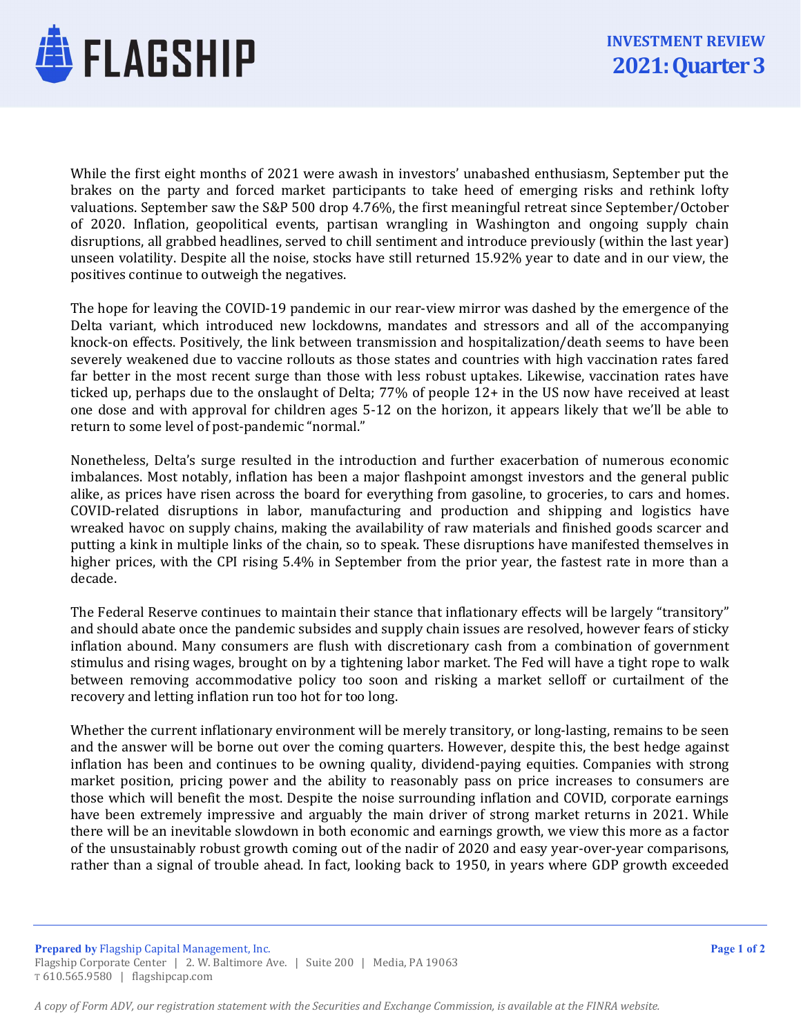# INVESTMENT REVIEW 2021: Quarter 3

While the first eight months of 2021 were awash in investors' unabashed enthusiasm, September put the brakes on the party and forced market participants to take heed of emerging risks and rethink lofty valuations. September saw the S&P 500 drop 4.76%, the first meaningful retreat since September/October of 2020. Inflation, geopolitical events, partisan wrangling in Washington and ongoing supply chain disruptions, all grabbed headlines, served to chill sentiment and introduce previously (within the last year) unseen volatility. Despite all the noise, stocks have still returned 15.92% year to date and in our view, the positives continue to outweigh the negatives.

The hope for leaving the COVID-19 pandemic in our rear-view mirror was dashed by the emergence of the Delta variant, which introduced new lockdowns, mandates and stressors and all of the accompanying knock-on effects. Positively, the link between transmission and hospitalization/death seems to have been severely weakened due to vaccine rollouts as those states and countries with high vaccination rates fared far better in the most recent surge than those with less robust uptakes. Likewise, vaccination rates have ticked up, perhaps due to the onslaught of Delta; 77% of people 12+ in the US now have received at least one dose and with approval for children ages 5-12 on the horizon, it appears likely that we'll be able to return to some level of post-pandemic "normal."

Nonetheless, Delta's surge resulted in the introduction and further exacerbation of numerous economic imbalances. Most notably, inflation has been a major flashpoint amongst investors and the general public alike, as prices have risen across the board for everything from gasoline, to groceries, to cars and homes. COVID-related disruptions in labor, manufacturing and production and shipping and logistics have wreaked havoc on supply chains, making the availability of raw materials and finished goods scarcer and putting a kink in multiple links of the chain, so to speak. These disruptions have manifested themselves in higher prices, with the CPI rising 5.4% in September from the prior year, the fastest rate in more than a decade.

The Federal Reserve continues to maintain their stance that inflationary effects will be largely "transitory" and should abate once the pandemic subsides and supply chain issues are resolved, however fears of sticky inflation abound. Many consumers are flush with discretionary cash from a combination of government stimulus and rising wages, brought on by a tightening labor market. The Fed will have a tight rope to walk between removing accommodative policy too soon and risking a market selloff or curtailment of the recovery and letting inflation run too hot for too long.

Whether the current inflationary environment will be merely transitory, or long-lasting, remains to be seen and the answer will be borne out over the coming quarters. However, despite this, the best hedge against inflation has been and continues to be owning quality, dividend-paying equities. Companies with strong market position, pricing power and the ability to reasonably pass on price increases to consumers are those which will benefit the most. Despite the noise surrounding inflation and COVID, corporate earnings have been extremely impressive and arguably the main driver of strong market returns in 2021. While there will be an inevitable slowdown in both economic and earnings growth, we view this more as a factor of the unsustainably robust growth coming out of the nadir of 2020 and easy year-over-year comparisons, rather than a signal of trouble ahead. In fact, looking back to 1950, in years where GDP growth exceeded

**Prepared by** Flagship Capital Management, Inc.
Flagship Corporate Center | 2. W. Baltimore Ave. | Suite 200 | Media, PA 19063
T 610.565.9580 | flagshipcap.com

*A copy of Form ADV, our registration statement with the Securities and Exchange Commission, is available at the FINRA website.*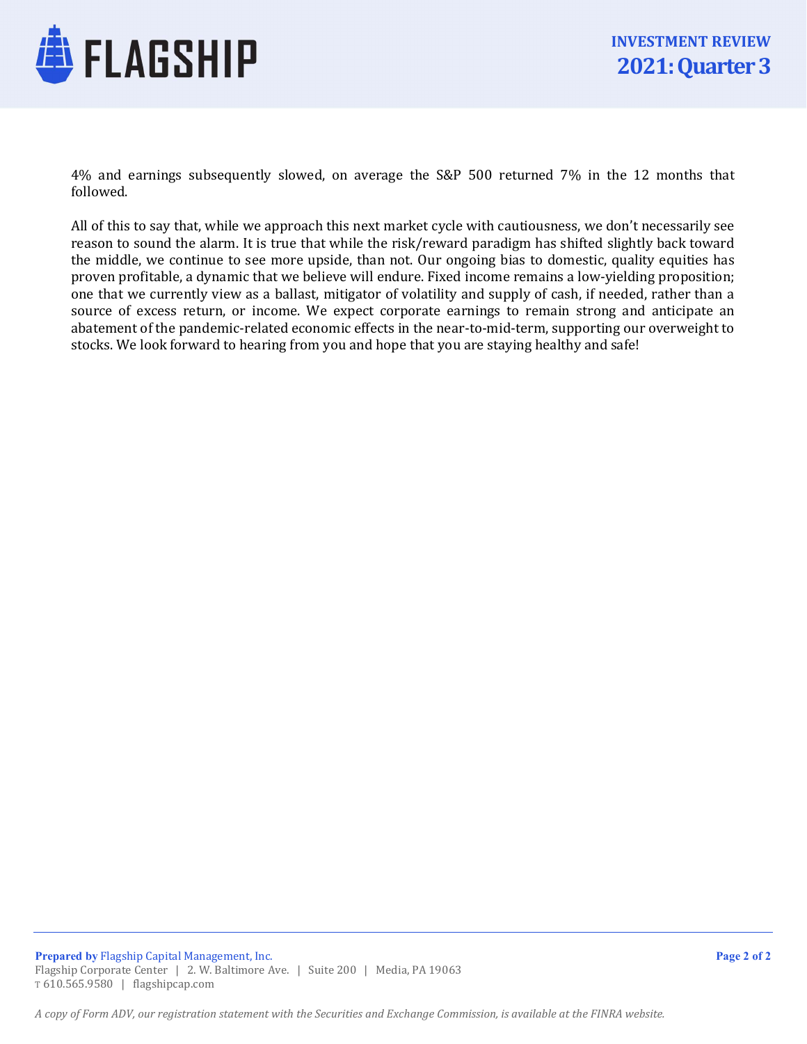4% and earnings subsequently slowed, on average the S&P 500 returned 7% in the 12 months that followed.

All of this to say that, while we approach this next market cycle with cautiousness, we don't necessarily see reason to sound the alarm. It is true that while the risk/reward paradigm has shifted slightly back toward the middle, we continue to see more upside, than not. Our ongoing bias to domestic, quality equities has proven profitable, a dynamic that we believe will endure. Fixed income remains a low-yielding proposition; one that we currently view as a ballast, mitigator of volatility and supply of cash, if needed, rather than a source of excess return, or income. We expect corporate earnings to remain strong and anticipate an abatement of the pandemic-related economic effects in the near-to-mid-term, supporting our overweight to stocks. We look forward to hearing from you and hope that you are staying healthy and safe!

**Prepared by** Flagship Capital Management, Inc.
Flagship Corporate Center | 2. W. Baltimore Ave. | Suite 200 | Media, PA 19063
T 610.565.9580 | flagshipcap.com

*A copy of Form ADV, our registration statement with the Securities and Exchange Commission, is available at the FINRA website.*